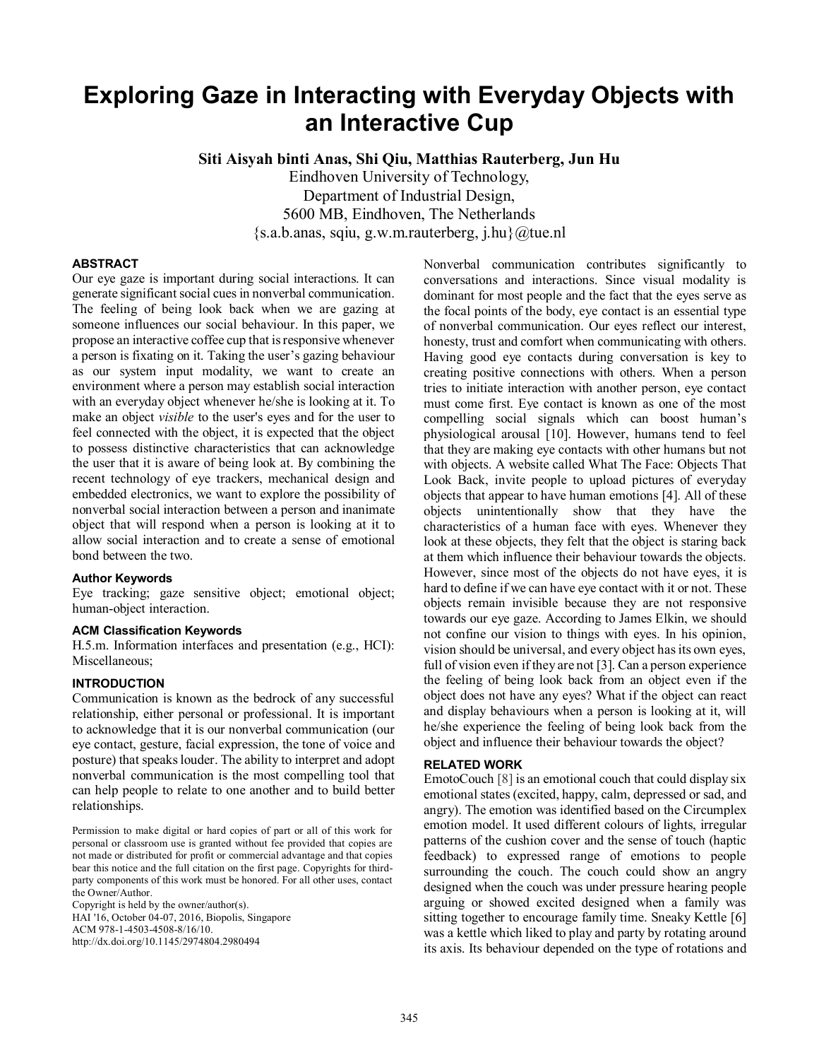# Exploring Gaze in Interacting with Everyday Objects with an Interactive Cup

**Siti Aisyah binti Anas, Shi Qiu, Matthias Rauterberg, Jun Hu**

Eindhoven University of Technology,
Department of Industrial Design,
5600 MB, Eindhoven, The Netherlands
{s.a.b.anas, sqiu, g.w.m.rauterberg, j.hu}@tue.nl

### ABSTRACT

Our eye gaze is important during social interactions. It can generate significant social cues in nonverbal communication. The feeling of being look back when we are gazing at someone influences our social behaviour. In this paper, we propose an interactive coffee cup that is responsive whenever a person is fixating on it. Taking the user's gazing behaviour as our system input modality, we want to create an environment where a person may establish social interaction with an everyday object whenever he/she is looking at it. To make an object *visible* to the user's eyes and for the user to feel connected with the object, it is expected that the object to possess distinctive characteristics that can acknowledge the user that it is aware of being look at. By combining the recent technology of eye trackers, mechanical design and embedded electronics, we want to explore the possibility of nonverbal social interaction between a person and inanimate object that will respond when a person is looking at it to allow social interaction and to create a sense of emotional bond between the two.

### Author Keywords

Eye tracking; gaze sensitive object; emotional object; human-object interaction.

### ACM Classification Keywords

H.5.m. Information interfaces and presentation (e.g., HCI): Miscellaneous;

### INTRODUCTION

Communication is known as the bedrock of any successful relationship, either personal or professional. It is important to acknowledge that it is our nonverbal communication (our eye contact, gesture, facial expression, the tone of voice and posture) that speaks louder. The ability to interpret and adopt nonverbal communication is the most compelling tool that can help people to relate to one another and to build better relationships.

Permission to make digital or hard copies of part or all of this work for personal or classroom use is granted without fee provided that copies are not made or distributed for profit or commercial advantage and that copies bear this notice and the full citation on the first page. Copyrights for third-party components of this work must be honored. For all other uses, contact the Owner/Author.
Copyright is held by the owner/author(s).
HAI '16, October 04-07, 2016, Biopolis, Singapore
ACM 978-1-4503-4508-8/16/10.
http://dx.doi.org/10.1145/2974804.2980494

Nonverbal communication contributes significantly to conversations and interactions. Since visual modality is dominant for most people and the fact that the eyes serve as the focal points of the body, eye contact is an essential type of nonverbal communication. Our eyes reflect our interest, honesty, trust and comfort when communicating with others. Having good eye contacts during conversation is key to creating positive connections with others. When a person tries to initiate interaction with another person, eye contact must come first. Eye contact is known as one of the most compelling social signals which can boost human's physiological arousal [10]. However, humans tend to feel that they are making eye contacts with other humans but not with objects. A website called What The Face: Objects That Look Back, invite people to upload pictures of everyday objects that appear to have human emotions [4]. All of these objects unintentionally show that they have the characteristics of a human face with eyes. Whenever they look at these objects, they felt that the object is staring back at them which influence their behaviour towards the objects. However, since most of the objects do not have eyes, it is hard to define if we can have eye contact with it or not. These objects remain invisible because they are not responsive towards our eye gaze. According to James Elkin, we should not confine our vision to things with eyes. In his opinion, vision should be universal, and every object has its own eyes, full of vision even if they are not [3]. Can a person experience the feeling of being look back from an object even if the object does not have any eyes? What if the object can react and display behaviours when a person is looking at it, will he/she experience the feeling of being look back from the object and influence their behaviour towards the object?

### RELATED WORK

EmotoCouch [8] is an emotional couch that could display six emotional states (excited, happy, calm, depressed or sad, and angry). The emotion was identified based on the Circumplex emotion model. It used different colours of lights, irregular patterns of the cushion cover and the sense of touch (haptic feedback) to expressed range of emotions to people surrounding the couch. The couch could show an angry designed when the couch was under pressure hearing people arguing or showed excited designed when a family was sitting together to encourage family time. Sneaky Kettle [6] was a kettle which liked to play and party by rotating around its axis. Its behaviour depended on the type of rotations and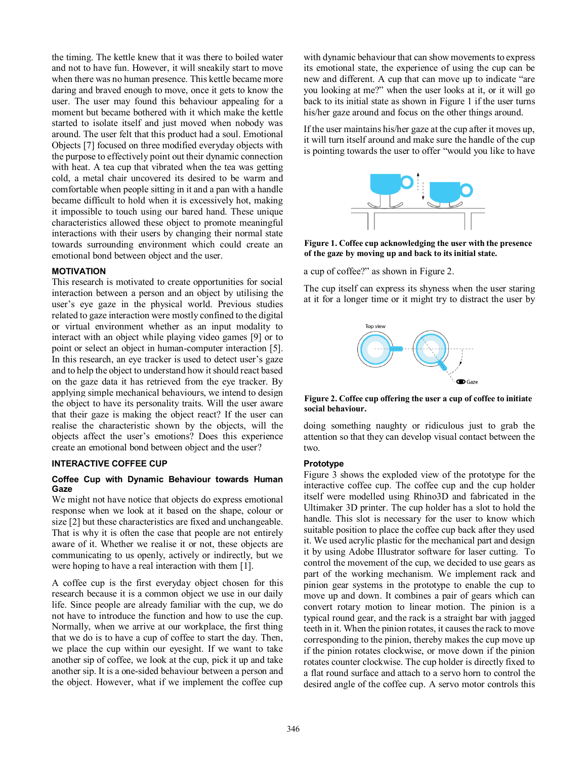the timing. The kettle knew that it was there to boiled water and not to have fun. However, it will sneakily start to move when there was no human presence. This kettle became more daring and braved enough to move, once it gets to know the user. The user may found this behaviour appealing for a moment but became bothered with it which make the kettle started to isolate itself and just moved when nobody was around. The user felt that this product had a soul. Emotional Objects [7] focused on three modified everyday objects with the purpose to effectively point out their dynamic connection with heat. A tea cup that vibrated when the tea was getting cold, a metal chair uncovered its desired to be warm and comfortable when people sitting in it and a pan with a handle became difficult to hold when it is excessively hot, making it impossible to touch using our bared hand. These unique characteristics allowed these object to promote meaningful interactions with their users by changing their normal state towards surrounding environment which could create an emotional bond between object and the user.

## MOTIVATION

This research is motivated to create opportunities for social interaction between a person and an object by utilising the user's eye gaze in the physical world. Previous studies related to gaze interaction were mostly confined to the digital or virtual environment whether as an input modality to interact with an object while playing video games [9] or to point or select an object in human-computer interaction [5]. In this research, an eye tracker is used to detect user's gaze and to help the object to understand how it should react based on the gaze data it has retrieved from the eye tracker. By applying simple mechanical behaviours, we intend to design the object to have its personality traits. Will the user aware that their gaze is making the object react? If the user can realise the characteristic shown by the objects, will the objects affect the user's emotions? Does this experience create an emotional bond between object and the user?

## INTERACTIVE COFFEE CUP

### Coffee Cup with Dynamic Behaviour towards Human Gaze

We might not have notice that objects do express emotional response when we look at it based on the shape, colour or size [2] but these characteristics are fixed and unchangeable. That is why it is often the case that people are not entirely aware of it. Whether we realise it or not, these objects are communicating to us openly, actively or indirectly, but we were hoping to have a real interaction with them [1].

A coffee cup is the first everyday object chosen for this research because it is a common object we use in our daily life. Since people are already familiar with the cup, we do not have to introduce the function and how to use the cup. Normally, when we arrive at our workplace, the first thing that we do is to have a cup of coffee to start the day. Then, we place the cup within our eyesight. If we want to take another sip of coffee, we look at the cup, pick it up and take another sip. It is a one-sided behaviour between a person and the object. However, what if we implement the coffee cup with dynamic behaviour that can show movements to express its emotional state, the experience of using the cup can be new and different. A cup that can move up to indicate "are you looking at me?" when the user looks at it, or it will go back to its initial state as shown in Figure 1 if the user turns his/her gaze around and focus on the other things around.

If the user maintains his/her gaze at the cup after it moves up, it will turn itself around and make sure the handle of the cup is pointing towards the user to offer "would you like to have a cup of coffee?" as shown in Figure 2.

**Figure 1. Coffee cup acknowledging the user with the presence of the gaze by moving up and back to its initial state.**

The cup itself can express its shyness when the user staring at it for a longer time or it might try to distract the user by doing something naughty or ridiculous just to grab the attention so that they can develop visual contact between the two.

**Figure 2. Coffee cup offering the user a cup of coffee to initiate social behaviour.**

### Prototype

Figure 3 shows the exploded view of the prototype for the interactive coffee cup. The coffee cup and the cup holder itself were modelled using Rhino3D and fabricated in the Ultimaker 3D printer. The cup holder has a slot to hold the handle. This slot is necessary for the user to know which suitable position to place the coffee cup back after they used it. We used acrylic plastic for the mechanical part and design it by using Adobe Illustrator software for laser cutting. To control the movement of the cup, we decided to use gears as part of the working mechanism. We implement rack and pinion gear systems in the prototype to enable the cup to move up and down. It combines a pair of gears which can convert rotary motion to linear motion. The pinion is a typical round gear, and the rack is a straight bar with jagged teeth in it. When the pinion rotates, it causes the rack to move corresponding to the pinion, thereby makes the cup move up if the pinion rotates clockwise, or move down if the pinion rotates counter clockwise. The cup holder is directly fixed to a flat round surface and attach to a servo horn to control the desired angle of the coffee cup. A servo motor controls this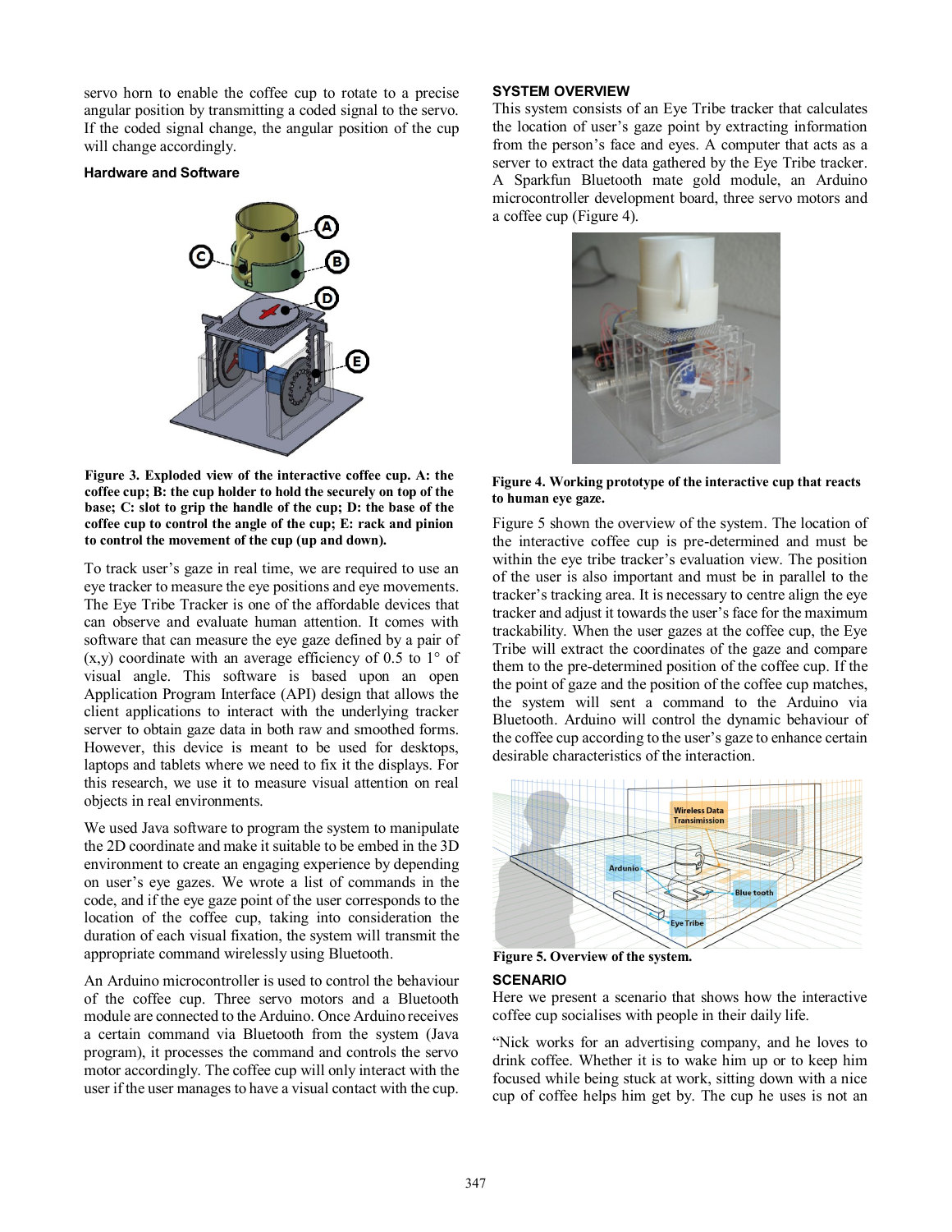servo horn to enable the coffee cup to rotate to a precise angular position by transmitting a coded signal to the servo. If the coded signal change, the angular position of the cup will change accordingly.

### Hardware and Software

**Figure 3. Exploded view of the interactive coffee cup. A: the coffee cup; B: the cup holder to hold the securely on top of the base; C: slot to grip the handle of the cup; D: the base of the coffee cup to control the angle of the cup; E: rack and pinion to control the movement of the cup (up and down).**

To track user's gaze in real time, we are required to use an eye tracker to measure the eye positions and eye movements. The Eye Tribe Tracker is one of the affordable devices that can observe and evaluate human attention. It comes with software that can measure the eye gaze defined by a pair of (x,y) coordinate with an average efficiency of 0.5 to 1° of visual angle. This software is based upon an open Application Program Interface (API) design that allows the client applications to interact with the underlying tracker server to obtain gaze data in both raw and smoothed forms. However, this device is meant to be used for desktops, laptops and tablets where we need to fix it the displays. For this research, we use it to measure visual attention on real objects in real environments.

We used Java software to program the system to manipulate the 2D coordinate and make it suitable to be embed in the 3D environment to create an engaging experience by depending on user's eye gazes. We wrote a list of commands in the code, and if the eye gaze point of the user corresponds to the location of the coffee cup, taking into consideration the duration of each visual fixation, the system will transmit the appropriate command wirelessly using Bluetooth.

An Arduino microcontroller is used to control the behaviour of the coffee cup. Three servo motors and a Bluetooth module are connected to the Arduino. Once Arduino receives a certain command via Bluetooth from the system (Java program), it processes the command and controls the servo motor accordingly. The coffee cup will only interact with the user if the user manages to have a visual contact with the cup.

## SYSTEM OVERVIEW

This system consists of an Eye Tribe tracker that calculates the location of user's gaze point by extracting information from the person's face and eyes. A computer that acts as a server to extract the data gathered by the Eye Tribe tracker. A Sparkfun Bluetooth mate gold module, an Arduino microcontroller development board, three servo motors and a coffee cup (Figure 4).

**Figure 4. Working prototype of the interactive cup that reacts to human eye gaze.**

Figure 5 shown the overview of the system. The location of the interactive coffee cup is pre-determined and must be within the eye tribe tracker's evaluation view. The position of the user is also important and must be in parallel to the tracker's tracking area. It is necessary to centre align the eye tracker and adjust it towards the user's face for the maximum trackability. When the user gazes at the coffee cup, the Eye Tribe will extract the coordinates of the gaze and compare them to the pre-determined position of the coffee cup. If the the point of gaze and the position of the coffee cup matches, the system will sent a command to the Arduino via Bluetooth. Arduino will control the dynamic behaviour of the coffee cup according to the user's gaze to enhance certain desirable characteristics of the interaction.

Wireless Data Transimission
Ardunio
Blue tooth
Eye Tribe

**Figure 5. Overview of the system.**

## SCENARIO

Here we present a scenario that shows how the interactive coffee cup socialises with people in their daily life.

"Nick works for an advertising company, and he loves to drink coffee. Whether it is to wake him up or to keep him focused while being stuck at work, sitting down with a nice cup of coffee helps him get by. The cup he uses is not an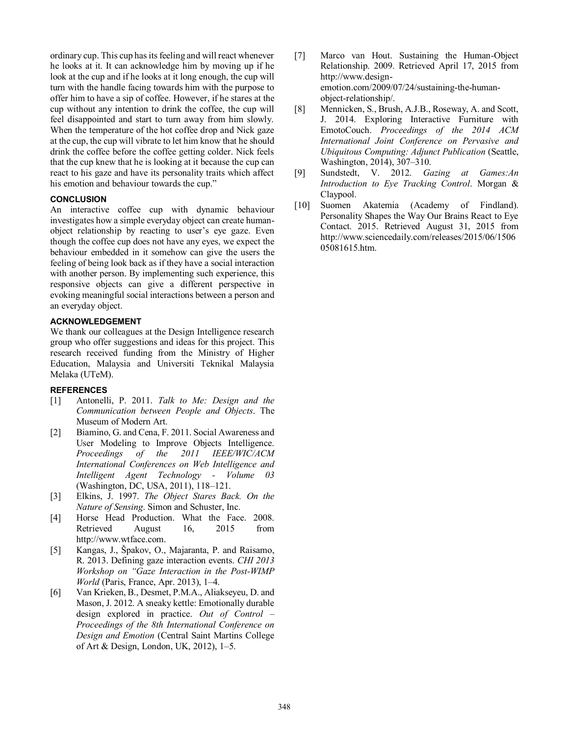ordinary cup. This cup has its feeling and will react whenever he looks at it. It can acknowledge him by moving up if he look at the cup and if he looks at it long enough, the cup will turn with the handle facing towards him with the purpose to offer him to have a sip of coffee. However, if he stares at the cup without any intention to drink the coffee, the cup will feel disappointed and start to turn away from him slowly. When the temperature of the hot coffee drop and Nick gaze at the cup, the cup will vibrate to let him know that he should drink the coffee before the coffee getting colder. Nick feels that the cup knew that he is looking at it because the cup can react to his gaze and have its personality traits which affect his emotion and behaviour towards the cup."

## CONCLUSION

An interactive coffee cup with dynamic behaviour investigates how a simple everyday object can create human-object relationship by reacting to user's eye gaze. Even though the coffee cup does not have any eyes, we expect the behaviour embedded in it somehow can give the users the feeling of being look back as if they have a social interaction with another person. By implementing such experience, this responsive objects can give a different perspective in evoking meaningful social interactions between a person and an everyday object.

## ACKNOWLEDGEMENT

We thank our colleagues at the Design Intelligence research group who offer suggestions and ideas for this project. This research received funding from the Ministry of Higher Education, Malaysia and Universiti Teknikal Malaysia Melaka (UTeM).

## REFERENCES

[1] Antonelli, P. 2011. *Talk to Me: Design and the Communication between People and Objects*. The Museum of Modern Art.

[2] Biamino, G. and Cena, F. 2011. Social Awareness and User Modeling to Improve Objects Intelligence. *Proceedings of the 2011 IEEE/WIC/ACM International Conferences on Web Intelligence and Intelligent Agent Technology - Volume 03* (Washington, DC, USA, 2011), 118–121.

[3] Elkins, J. 1997. *The Object Stares Back. On the Nature of Sensing*. Simon and Schuster, Inc.

[4] Horse Head Production. What the Face. 2008. Retrieved August 16, 2015 from http://www.wtface.com.

[5] Kangas, J., Špakov, O., Majaranta, P. and Raisamo, R. 2013. Defining gaze interaction events. *CHI 2013 Workshop on "Gaze Interaction in the Post-WIMP World* (Paris, France, Apr. 2013), 1–4.

[6] Van Krieken, B., Desmet, P.M.A., Aliakseyeu, D. and Mason, J. 2012. A sneaky kettle: Emotionally durable design explored in practice. *Out of Control – Proceedings of the 8th International Conference on Design and Emotion* (Central Saint Martins College of Art & Design, London, UK, 2012), 1–5.

[7] Marco van Hout. Sustaining the Human-Object Relationship. 2009. Retrieved April 17, 2015 from http://www.design-emotion.com/2009/07/24/sustaining-the-human-object-relationship/.

[8] Mennicken, S., Brush, A.J.B., Roseway, A. and Scott, J. 2014. Exploring Interactive Furniture with EmotoCouch. *Proceedings of the 2014 ACM International Joint Conference on Pervasive and Ubiquitous Computing: Adjunct Publication* (Seattle, Washington, 2014), 307–310.

[9] Sundstedt, V. 2012. *Gazing at Games:An Introduction to Eye Tracking Control*. Morgan & Claypool.

[10] Suomen Akatemia (Academy of Findland). Personality Shapes the Way Our Brains React to Eye Contact. 2015. Retrieved August 31, 2015 from http://www.sciencedaily.com/releases/2015/06/150605081615.htm.